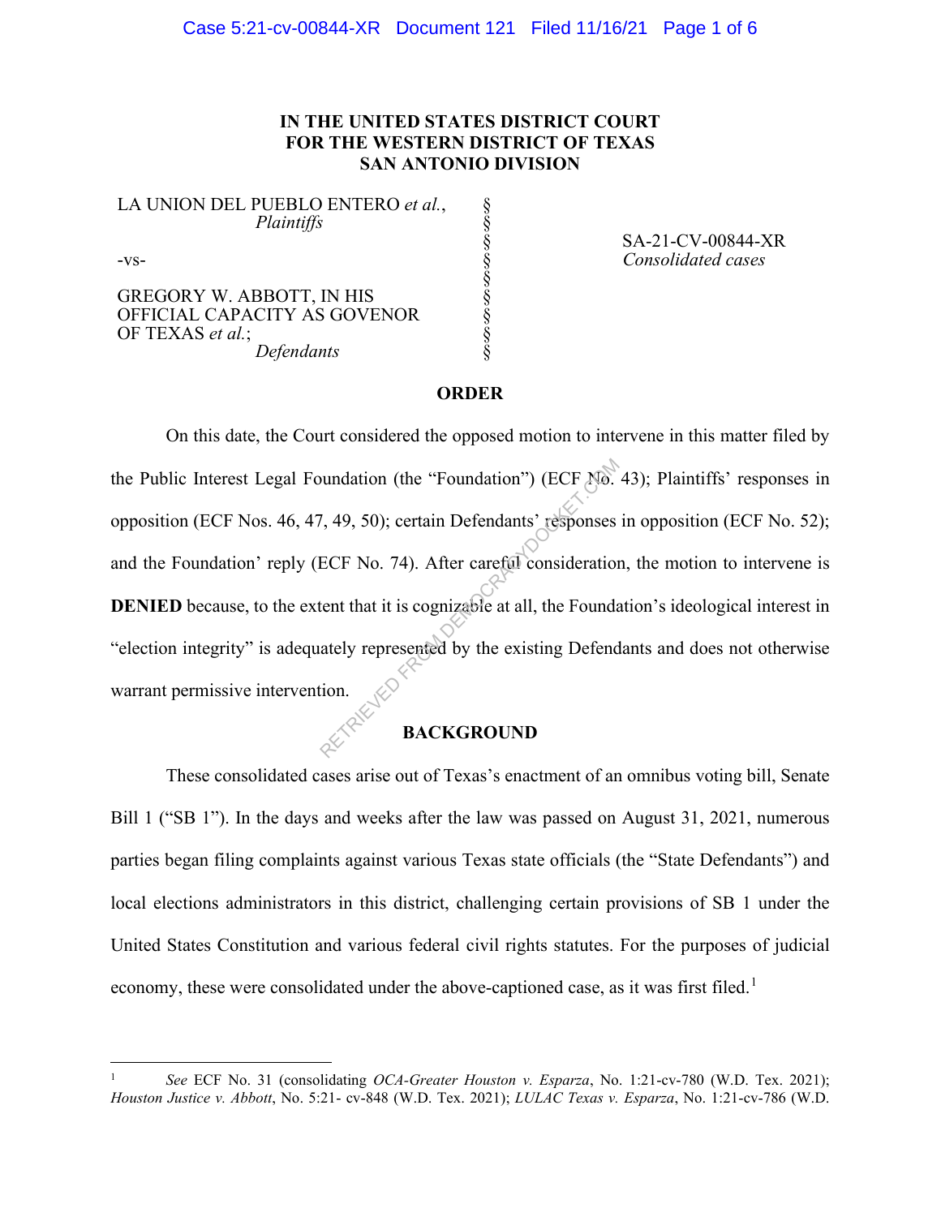**IN THE UNITED STATES DISTRICT COURT**
**FOR THE WESTERN DISTRICT OF TEXAS**
**SAN ANTONIO DIVISION**

| | | |
|---|---|---|
| LA UNION DEL PUEBLO ENTERO *et al.*, *Plaintiffs* | § | |
| | § | SA-21-CV-00844-XR |
| -vs- | § | *Consolidated cases* |
| | § | |
| GREGORY W. ABBOTT, IN HIS OFFICIAL CAPACITY AS GOVENOR OF TEXAS *et al.*; *Defendants* | § | |

## ORDER

On this date, the Court considered the opposed motion to intervene in this matter filed by the Public Interest Legal Foundation (the "Foundation") (ECF No. 43); Plaintiffs' responses in opposition (ECF Nos. 46, 47, 49, 50); certain Defendants' responses in opposition (ECF No. 52); and the Foundation' reply (ECF No. 74). After careful consideration, the motion to intervene is **DENIED** because, to the extent that it is cognizable at all, the Foundation's ideological interest in "election integrity" is adequately represented by the existing Defendants and does not otherwise warrant permissive intervention.

## BACKGROUND

These consolidated cases arise out of Texas's enactment of an omnibus voting bill, Senate Bill 1 ("SB 1"). In the days and weeks after the law was passed on August 31, 2021, numerous parties began filing complaints against various Texas state officials (the "State Defendants") and local elections administrators in this district, challenging certain provisions of SB 1 under the United States Constitution and various federal civil rights statutes. For the purposes of judicial economy, these were consolidated under the above-captioned case, as it was first filed.[1]

[1] *See* ECF No. 31 (consolidating *OCA-Greater Houston v. Esparza*, No. 1:21-cv-780 (W.D. Tex. 2021); *Houston Justice v. Abbott*, No. 5:21- cv-848 (W.D. Tex. 2021); *LULAC Texas v. Esparza*, No. 1:21-cv-786 (W.D.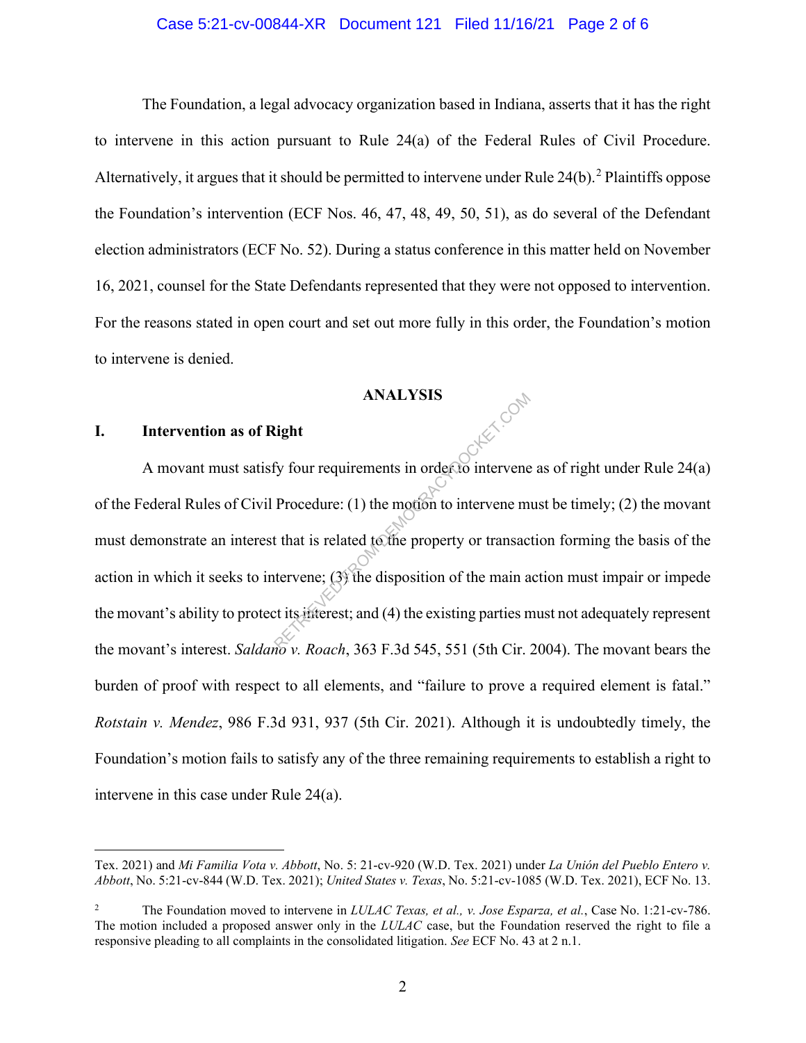The Foundation, a legal advocacy organization based in Indiana, asserts that it has the right to intervene in this action pursuant to Rule 24(a) of the Federal Rules of Civil Procedure. Alternatively, it argues that it should be permitted to intervene under Rule 24(b).[2] Plaintiffs oppose the Foundation's intervention (ECF Nos. 46, 47, 48, 49, 50, 51), as do several of the Defendant election administrators (ECF No. 52). During a status conference in this matter held on November 16, 2021, counsel for the State Defendants represented that they were not opposed to intervention. For the reasons stated in open court and set out more fully in this order, the Foundation's motion to intervene is denied.

## ANALYSIS

### I. Intervention as of Right

A movant must satisfy four requirements in order to intervene as of right under Rule 24(a) of the Federal Rules of Civil Procedure: (1) the motion to intervene must be timely; (2) the movant must demonstrate an interest that is related to the property or transaction forming the basis of the action in which it seeks to intervene; (3) the disposition of the main action must impair or impede the movant's ability to protect its interest; and (4) the existing parties must not adequately represent the movant's interest. *Saldano v. Roach*, 363 F.3d 545, 551 (5th Cir. 2004). The movant bears the burden of proof with respect to all elements, and "failure to prove a required element is fatal." *Rotstain v. Mendez*, 986 F.3d 931, 937 (5th Cir. 2021). Although it is undoubtedly timely, the Foundation's motion fails to satisfy any of the three remaining requirements to establish a right to intervene in this case under Rule 24(a).

---

Tex. 2021) and *Mi Familia Vota v. Abbott*, No. 5: 21-cv-920 (W.D. Tex. 2021) under *La Unión del Pueblo Entero v. Abbott*, No. 5:21-cv-844 (W.D. Tex. 2021); *United States v. Texas*, No. 5:21-cv-1085 (W.D. Tex. 2021), ECF No. 13.

[2] The Foundation moved to intervene in *LULAC Texas, et al., v. Jose Esparza, et al.*, Case No. 1:21-cv-786. The motion included a proposed answer only in the *LULAC* case, but the Foundation reserved the right to file a responsive pleading to all complaints in the consolidated litigation. *See* ECF No. 43 at 2 n.1.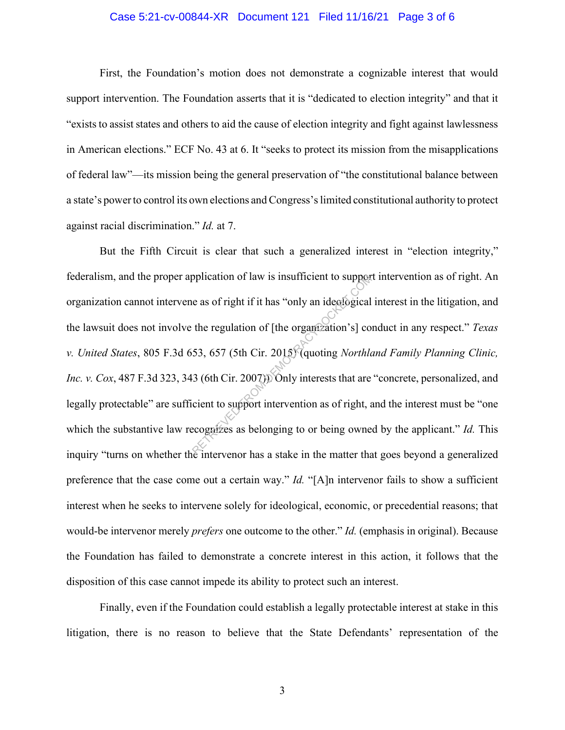First, the Foundation's motion does not demonstrate a cognizable interest that would support intervention. The Foundation asserts that it is "dedicated to election integrity" and that it "exists to assist states and others to aid the cause of election integrity and fight against lawlessness in American elections." ECF No. 43 at 6. It "seeks to protect its mission from the misapplications of federal law"—its mission being the general preservation of "the constitutional balance between a state's power to control its own elections and Congress's limited constitutional authority to protect against racial discrimination." *Id.* at 7.

But the Fifth Circuit is clear that such a generalized interest in "election integrity," federalism, and the proper application of law is insufficient to support intervention as of right. An organization cannot intervene as of right if it has "only an ideological interest in the litigation, and the lawsuit does not involve the regulation of [the organization's] conduct in any respect." *Texas v. United States*, 805 F.3d 653, 657 (5th Cir. 2015) (quoting *Northland Family Planning Clinic, Inc. v. Cox*, 487 F.3d 323, 343 (6th Cir. 2007)). Only interests that are "concrete, personalized, and legally protectable" are sufficient to support intervention as of right, and the interest must be "one which the substantive law recognizes as belonging to or being owned by the applicant." *Id.* This inquiry "turns on whether the intervenor has a stake in the matter that goes beyond a generalized preference that the case come out a certain way." *Id.* "[A]n intervenor fails to show a sufficient interest when he seeks to intervene solely for ideological, economic, or precedential reasons; that would-be intervenor merely *prefers* one outcome to the other." *Id.* (emphasis in original). Because the Foundation has failed to demonstrate a concrete interest in this action, it follows that the disposition of this case cannot impede its ability to protect such an interest.

Finally, even if the Foundation could establish a legally protectable interest at stake in this litigation, there is no reason to believe that the State Defendants' representation of the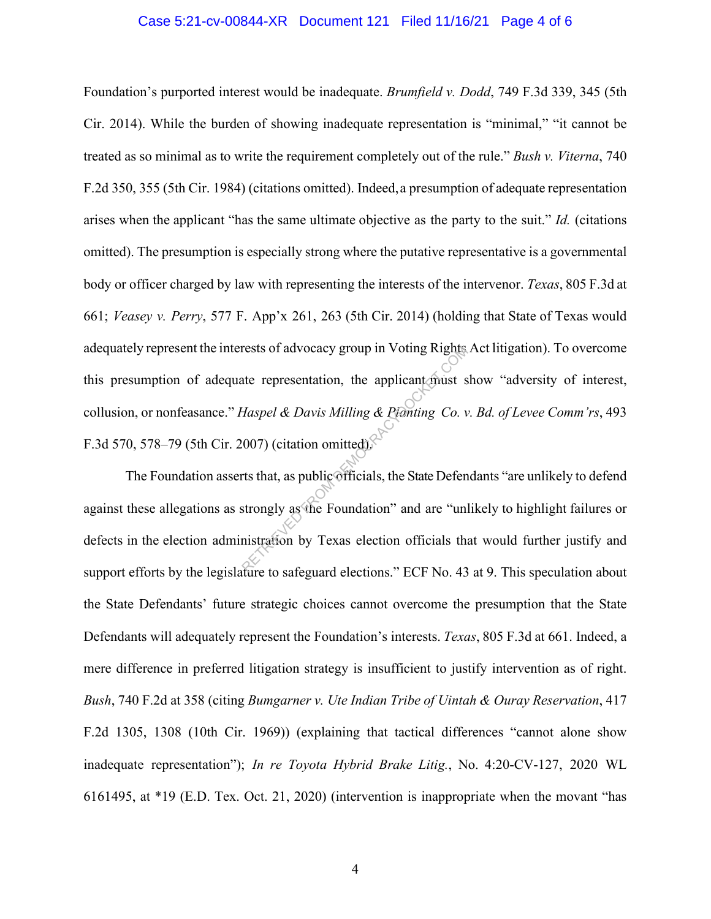Foundation's purported interest would be inadequate. *Brumfield v. Dodd*, 749 F.3d 339, 345 (5th Cir. 2014). While the burden of showing inadequate representation is "minimal," "it cannot be treated as so minimal as to write the requirement completely out of the rule." *Bush v. Viterna*, 740 F.2d 350, 355 (5th Cir. 1984) (citations omitted). Indeed, a presumption of adequate representation arises when the applicant "has the same ultimate objective as the party to the suit." *Id.* (citations omitted). The presumption is especially strong where the putative representative is a governmental body or officer charged by law with representing the interests of the intervenor. *Texas*, 805 F.3d at 661; *Veasey v. Perry*, 577 F. App'x 261, 263 (5th Cir. 2014) (holding that State of Texas would adequately represent the interests of advocacy group in Voting Rights Act litigation). To overcome this presumption of adequate representation, the applicant must show "adversity of interest, collusion, or nonfeasance." *Haspel & Davis Milling & Planting Co. v. Bd. of Levee Comm'rs*, 493 F.3d 570, 578–79 (5th Cir. 2007) (citation omitted).

The Foundation asserts that, as public officials, the State Defendants "are unlikely to defend against these allegations as strongly as the Foundation" and are "unlikely to highlight failures or defects in the election administration by Texas election officials that would further justify and support efforts by the legislature to safeguard elections." ECF No. 43 at 9. This speculation about the State Defendants' future strategic choices cannot overcome the presumption that the State Defendants will adequately represent the Foundation's interests. *Texas*, 805 F.3d at 661. Indeed, a mere difference in preferred litigation strategy is insufficient to justify intervention as of right. *Bush*, 740 F.2d at 358 (citing *Bumgarner v. Ute Indian Tribe of Uintah & Ouray Reservation*, 417 F.2d 1305, 1308 (10th Cir. 1969)) (explaining that tactical differences "cannot alone show inadequate representation"); *In re Toyota Hybrid Brake Litig.*, No. 4:20-CV-127, 2020 WL 6161495, at *19 (E.D. Tex. Oct. 21, 2020) (intervention is inappropriate when the movant "has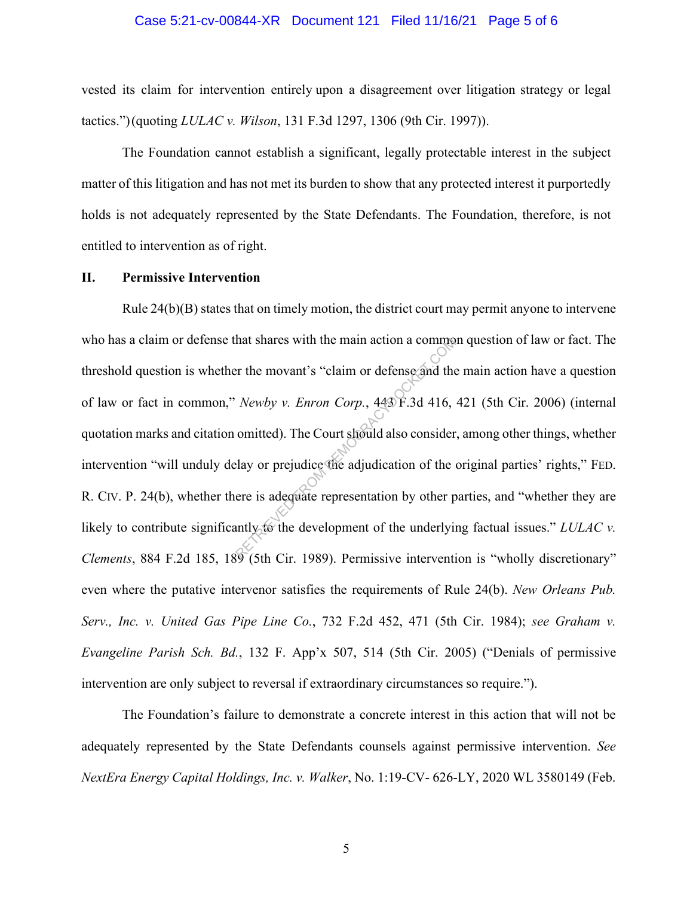vested its claim for intervention entirely upon a disagreement over litigation strategy or legal tactics.") (quoting *LULAC v. Wilson*, 131 F.3d 1297, 1306 (9th Cir. 1997)).

The Foundation cannot establish a significant, legally protectable interest in the subject matter of this litigation and has not met its burden to show that any protected interest it purportedly holds is not adequately represented by the State Defendants. The Foundation, therefore, is not entitled to intervention as of right.

## II. Permissive Intervention

Rule 24(b)(B) states that on timely motion, the district court may permit anyone to intervene who has a claim or defense that shares with the main action a common question of law or fact. The threshold question is whether the movant's "claim or defense and the main action have a question of law or fact in common," *Newby v. Enron Corp.*, 443 F.3d 416, 421 (5th Cir. 2006) (internal quotation marks and citation omitted). The Court should also consider, among other things, whether intervention "will unduly delay or prejudice the adjudication of the original parties' rights," FED. R. CIV. P. 24(b), whether there is adequate representation by other parties, and "whether they are likely to contribute significantly to the development of the underlying factual issues." *LULAC v. Clements*, 884 F.2d 185, 189 (5th Cir. 1989). Permissive intervention is "wholly discretionary" even where the putative intervenor satisfies the requirements of Rule 24(b). *New Orleans Pub. Serv., Inc. v. United Gas Pipe Line Co.*, 732 F.2d 452, 471 (5th Cir. 1984); *see Graham v. Evangeline Parish Sch. Bd.*, 132 F. App'x 507, 514 (5th Cir. 2005) ("Denials of permissive intervention are only subject to reversal if extraordinary circumstances so require.").

The Foundation's failure to demonstrate a concrete interest in this action that will not be adequately represented by the State Defendants counsels against permissive intervention. *See NextEra Energy Capital Holdings, Inc. v. Walker*, No. 1:19-CV- 626-LY, 2020 WL 3580149 (Feb.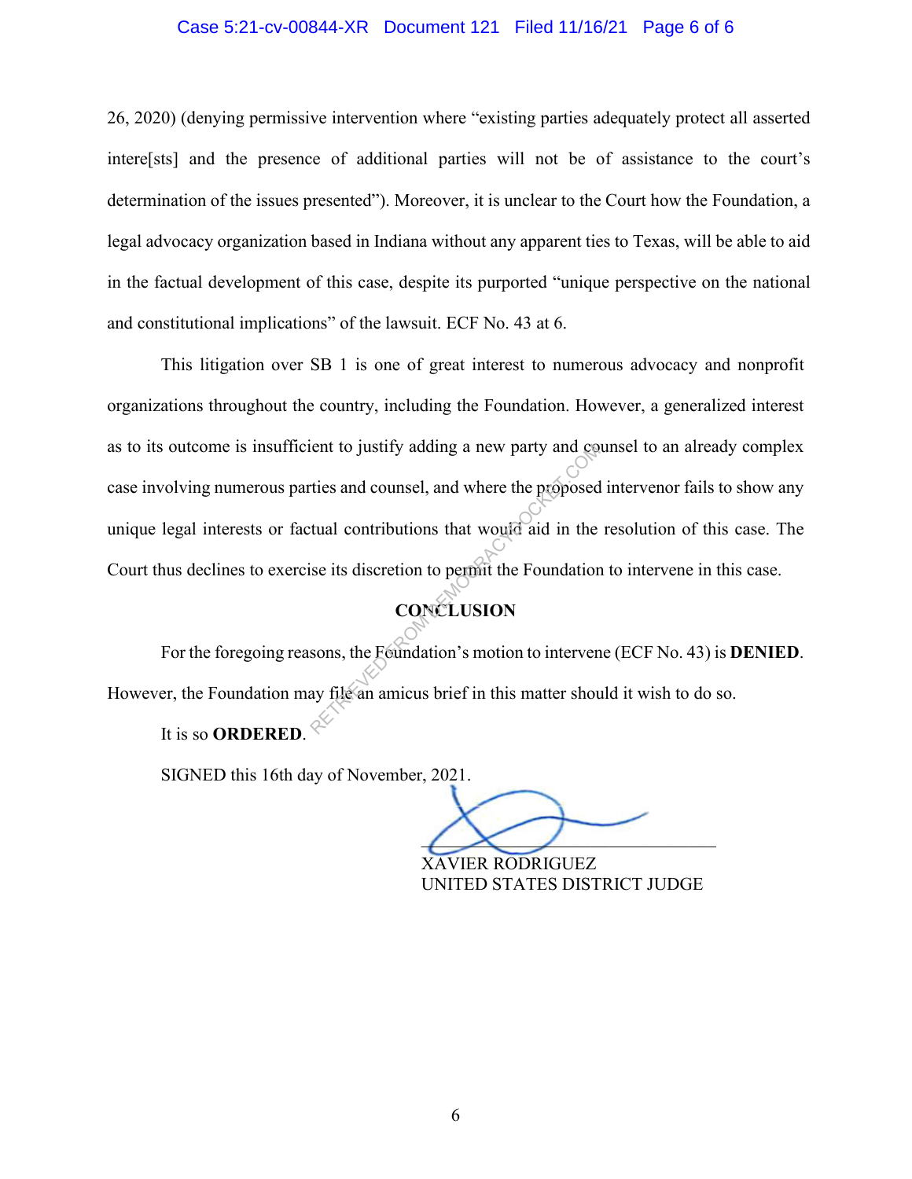26, 2020) (denying permissive intervention where "existing parties adequately protect all asserted intere[sts] and the presence of additional parties will not be of assistance to the court's determination of the issues presented"). Moreover, it is unclear to the Court how the Foundation, a legal advocacy organization based in Indiana without any apparent ties to Texas, will be able to aid in the factual development of this case, despite its purported "unique perspective on the national and constitutional implications" of the lawsuit. ECF No. 43 at 6.

This litigation over SB 1 is one of great interest to numerous advocacy and nonprofit organizations throughout the country, including the Foundation. However, a generalized interest as to its outcome is insufficient to justify adding a new party and counsel to an already complex case involving numerous parties and counsel, and where the proposed intervenor fails to show any unique legal interests or factual contributions that would aid in the resolution of this case. The Court thus declines to exercise its discretion to permit the Foundation to intervene in this case.

## CONCLUSION

For the foregoing reasons, the Foundation's motion to intervene (ECF No. 43) is **DENIED**. However, the Foundation may file an amicus brief in this matter should it wish to do so.

It is so **ORDERED**.

SIGNED this 16th day of November, 2021.

XAVIER RODRIGUEZ
UNITED STATES DISTRICT JUDGE